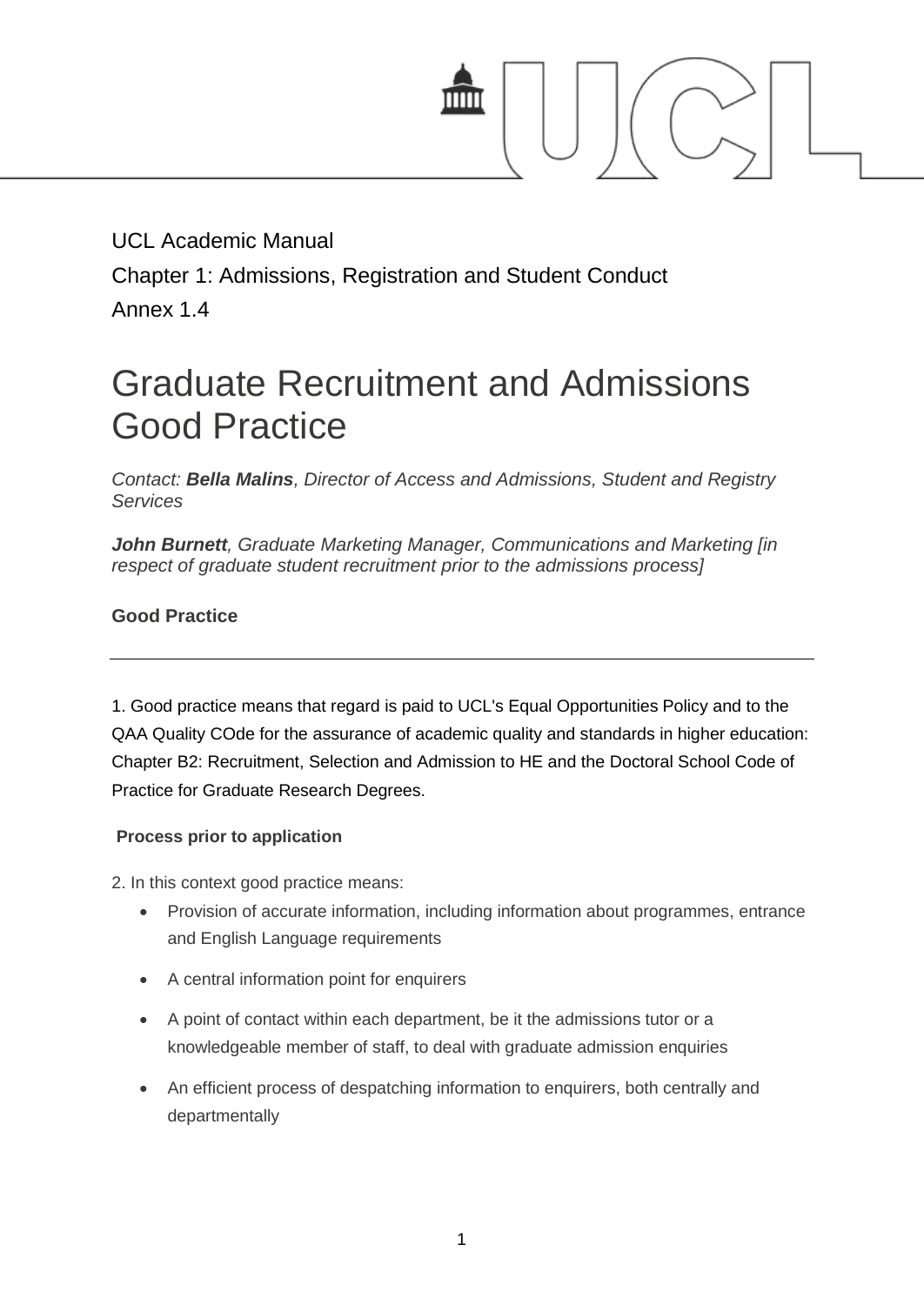UCL Academic Manual

Chapter 1: Admissions, Registration and Student Conduct

Annex 1.4

# Graduate Recruitment and Admissions Good Practice

*Contact: **Bella Malins**, Director of Access and Admissions, Student and Registry Services*

***John Burnett**, Graduate Marketing Manager, Communications and Marketing [in respect of graduate student recruitment prior to the admissions process]*

**Good Practice**

---

1. Good practice means that regard is paid to UCL's Equal Opportunities Policy and to the QAA Quality COde for the assurance of academic quality and standards in higher education: Chapter B2: Recruitment, Selection and Admission to HE and the Doctoral School Code of Practice for Graduate Research Degrees.

**Process prior to application**

2. In this context good practice means:

- Provision of accurate information, including information about programmes, entrance and English Language requirements
- A central information point for enquirers
- A point of contact within each department, be it the admissions tutor or a knowledgeable member of staff, to deal with graduate admission enquiries
- An efficient process of despatching information to enquirers, both centrally and departmentally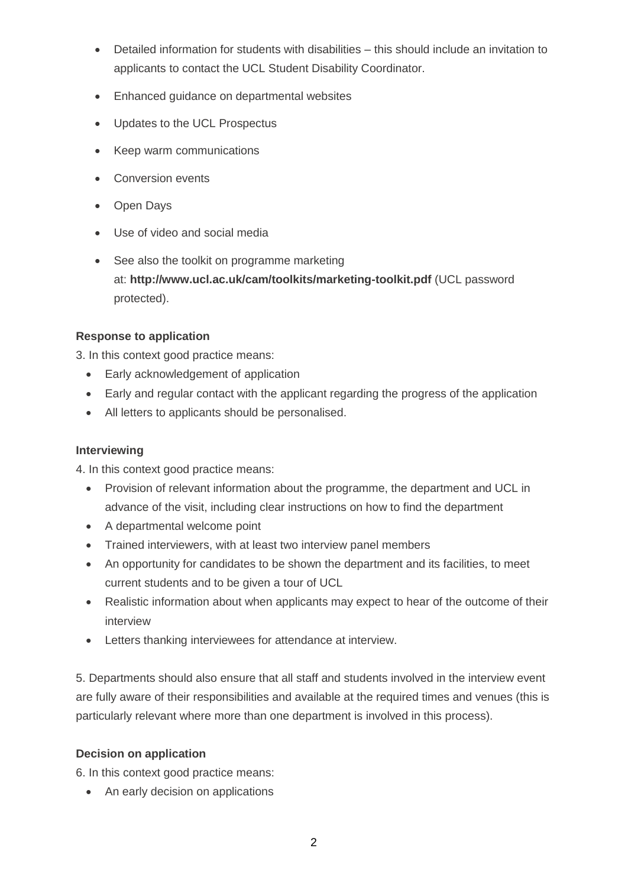- Detailed information for students with disabilities – this should include an invitation to applicants to contact the UCL Student Disability Coordinator.
- Enhanced guidance on departmental websites
- Updates to the UCL Prospectus
- Keep warm communications
- Conversion events
- Open Days
- Use of video and social media
- See also the toolkit on programme marketing at: **http://www.ucl.ac.uk/cam/toolkits/marketing-toolkit.pdf** (UCL password protected).

**Response to application**

3. In this context good practice means:

- Early acknowledgement of application
- Early and regular contact with the applicant regarding the progress of the application
- All letters to applicants should be personalised.

**Interviewing**

4. In this context good practice means:

- Provision of relevant information about the programme, the department and UCL in advance of the visit, including clear instructions on how to find the department
- A departmental welcome point
- Trained interviewers, with at least two interview panel members
- An opportunity for candidates to be shown the department and its facilities, to meet current students and to be given a tour of UCL
- Realistic information about when applicants may expect to hear of the outcome of their interview
- Letters thanking interviewees for attendance at interview.

5. Departments should also ensure that all staff and students involved in the interview event are fully aware of their responsibilities and available at the required times and venues (this is particularly relevant where more than one department is involved in this process).

**Decision on application**

6. In this context good practice means:

- An early decision on applications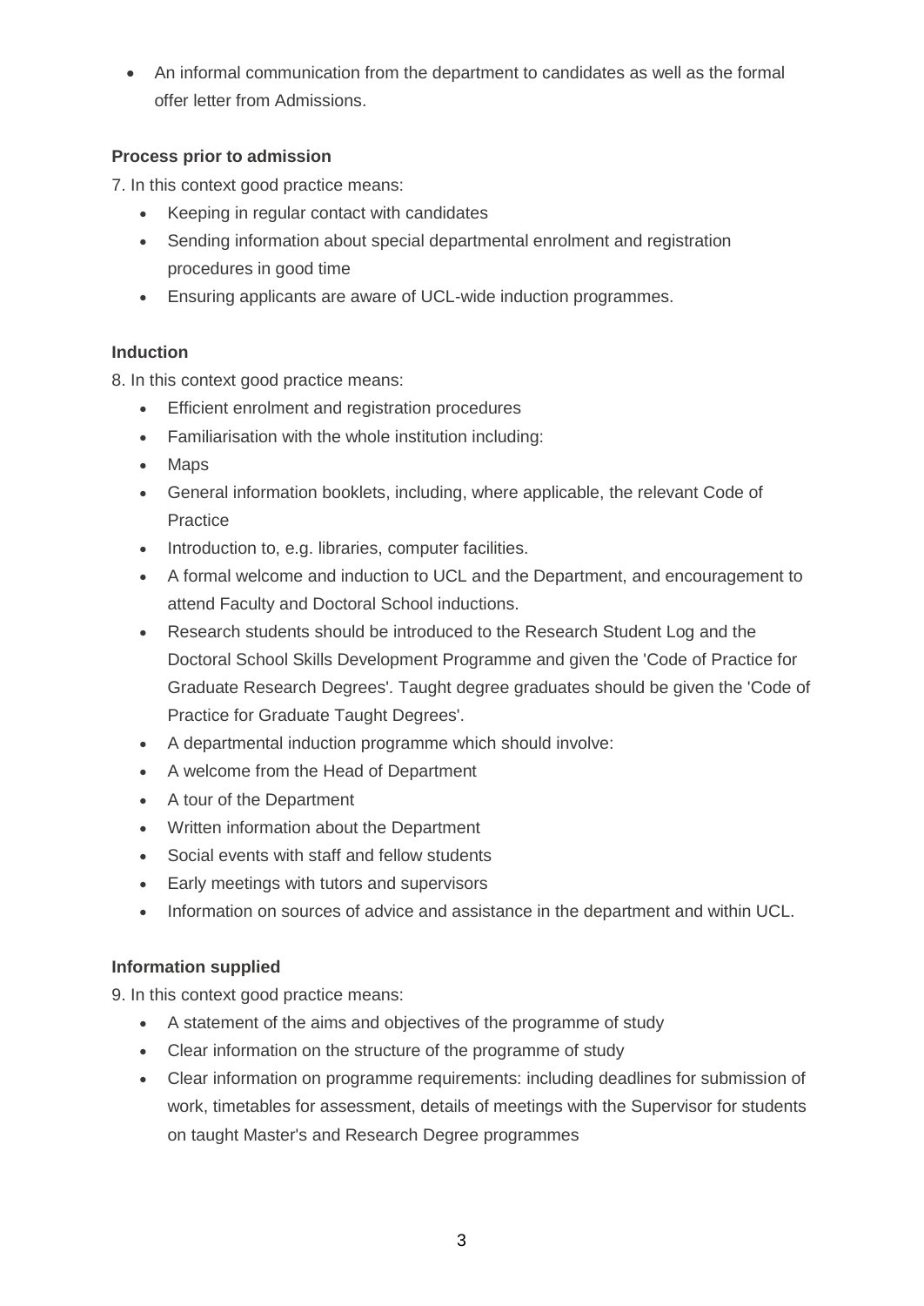- An informal communication from the department to candidates as well as the formal offer letter from Admissions.

**Process prior to admission**

7. In this context good practice means:

- Keeping in regular contact with candidates
- Sending information about special departmental enrolment and registration procedures in good time
- Ensuring applicants are aware of UCL-wide induction programmes.

**Induction**

8. In this context good practice means:

- Efficient enrolment and registration procedures
- Familiarisation with the whole institution including:
- Maps
- General information booklets, including, where applicable, the relevant Code of Practice
- Introduction to, e.g. libraries, computer facilities.
- A formal welcome and induction to UCL and the Department, and encouragement to attend Faculty and Doctoral School inductions.
- Research students should be introduced to the Research Student Log and the Doctoral School Skills Development Programme and given the 'Code of Practice for Graduate Research Degrees'. Taught degree graduates should be given the 'Code of Practice for Graduate Taught Degrees'.
- A departmental induction programme which should involve:
- A welcome from the Head of Department
- A tour of the Department
- Written information about the Department
- Social events with staff and fellow students
- Early meetings with tutors and supervisors
- Information on sources of advice and assistance in the department and within UCL.

**Information supplied**

9. In this context good practice means:

- A statement of the aims and objectives of the programme of study
- Clear information on the structure of the programme of study
- Clear information on programme requirements: including deadlines for submission of work, timetables for assessment, details of meetings with the Supervisor for students on taught Master's and Research Degree programmes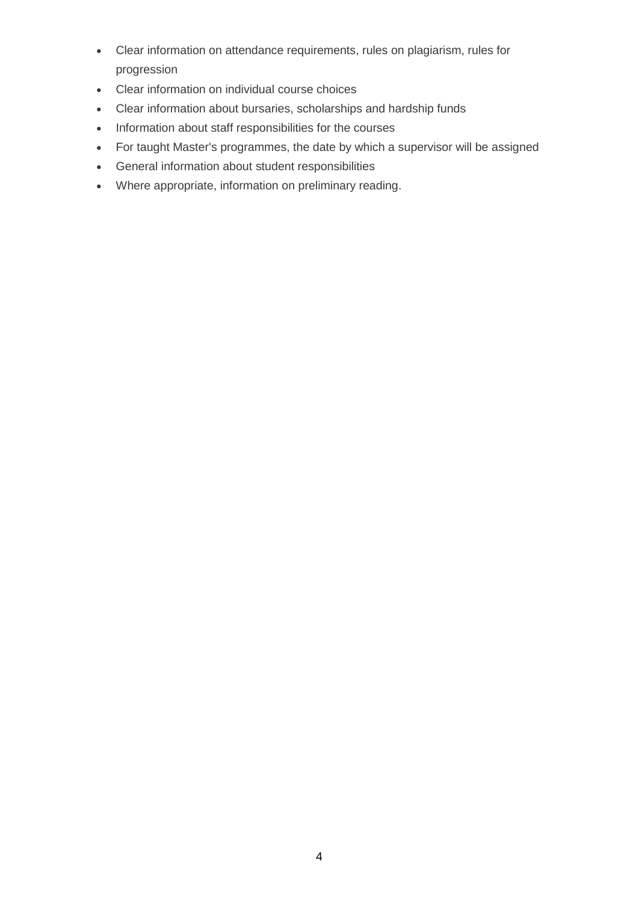- Clear information on attendance requirements, rules on plagiarism, rules for progression
- Clear information on individual course choices
- Clear information about bursaries, scholarships and hardship funds
- Information about staff responsibilities for the courses
- For taught Master's programmes, the date by which a supervisor will be assigned
- General information about student responsibilities
- Where appropriate, information on preliminary reading.